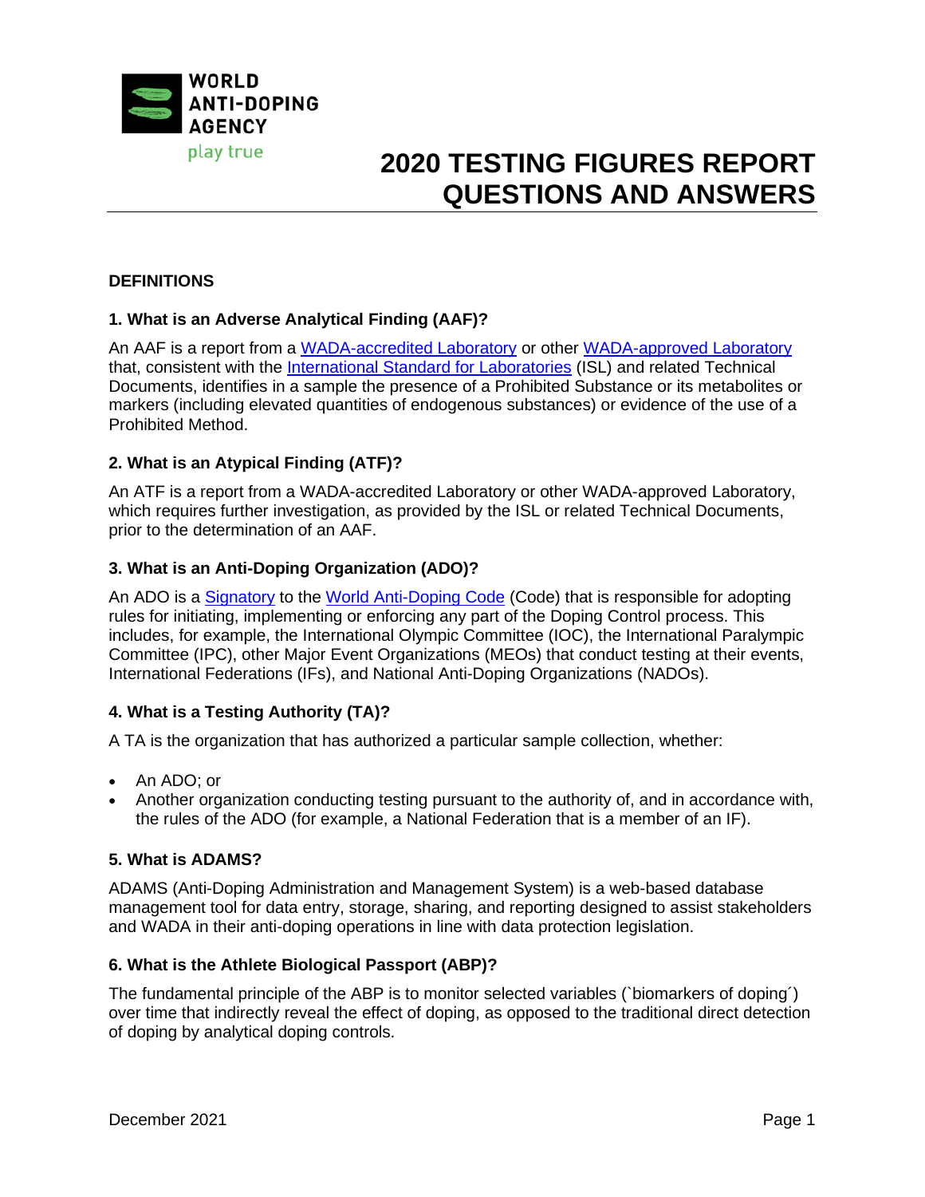WORLD ANTI-DOPING AGENCY

play true

# 2020 TESTING FIGURES REPORT QUESTIONS AND ANSWERS

## DEFINITIONS

### 1. What is an Adverse Analytical Finding (AAF)?

An AAF is a report from a WADA-accredited Laboratory or other WADA-approved Laboratory that, consistent with the International Standard for Laboratories (ISL) and related Technical Documents, identifies in a sample the presence of a Prohibited Substance or its metabolites or markers (including elevated quantities of endogenous substances) or evidence of the use of a Prohibited Method.

### 2. What is an Atypical Finding (ATF)?

An ATF is a report from a WADA-accredited Laboratory or other WADA-approved Laboratory, which requires further investigation, as provided by the ISL or related Technical Documents, prior to the determination of an AAF.

### 3. What is an Anti-Doping Organization (ADO)?

An ADO is a Signatory to the World Anti-Doping Code (Code) that is responsible for adopting rules for initiating, implementing or enforcing any part of the Doping Control process. This includes, for example, the International Olympic Committee (IOC), the International Paralympic Committee (IPC), other Major Event Organizations (MEOs) that conduct testing at their events, International Federations (IFs), and National Anti-Doping Organizations (NADOs).

### 4. What is a Testing Authority (TA)?

A TA is the organization that has authorized a particular sample collection, whether:

- An ADO; or
- Another organization conducting testing pursuant to the authority of, and in accordance with, the rules of the ADO (for example, a National Federation that is a member of an IF).

### 5. What is ADAMS?

ADAMS (Anti-Doping Administration and Management System) is a web-based database management tool for data entry, storage, sharing, and reporting designed to assist stakeholders and WADA in their anti-doping operations in line with data protection legislation.

### 6. What is the Athlete Biological Passport (ABP)?

The fundamental principle of the ABP is to monitor selected variables (`biomarkers of doping´) over time that indirectly reveal the effect of doping, as opposed to the traditional direct detection of doping by analytical doping controls.

December 2021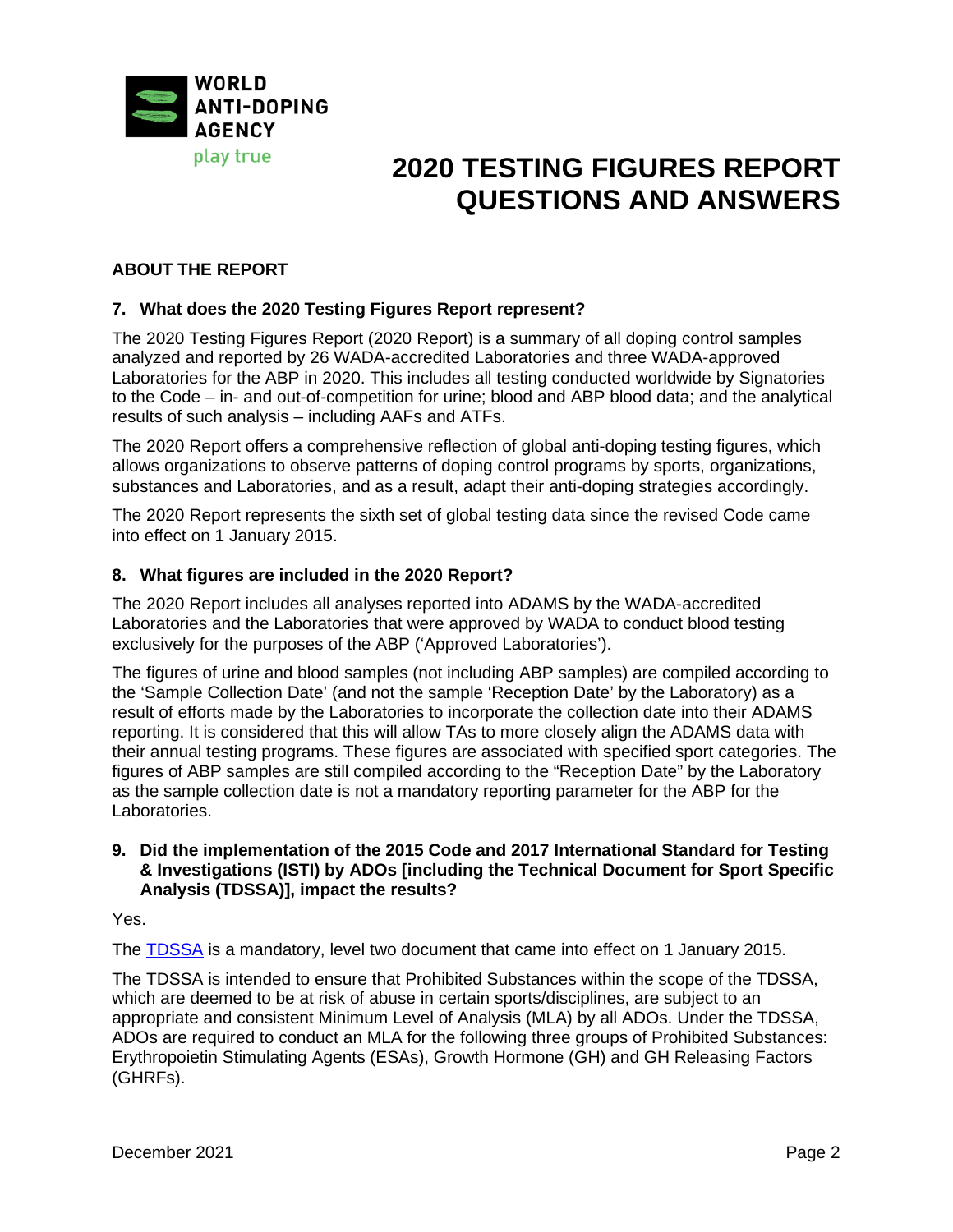# 2020 TESTING FIGURES REPORT QUESTIONS AND ANSWERS

## ABOUT THE REPORT

### 7. What does the 2020 Testing Figures Report represent?

The 2020 Testing Figures Report (2020 Report) is a summary of all doping control samples analyzed and reported by 26 WADA-accredited Laboratories and three WADA-approved Laboratories for the ABP in 2020. This includes all testing conducted worldwide by Signatories to the Code – in- and out-of-competition for urine; blood and ABP blood data; and the analytical results of such analysis – including AAFs and ATFs.

The 2020 Report offers a comprehensive reflection of global anti-doping testing figures, which allows organizations to observe patterns of doping control programs by sports, organizations, substances and Laboratories, and as a result, adapt their anti-doping strategies accordingly.

The 2020 Report represents the sixth set of global testing data since the revised Code came into effect on 1 January 2015.

### 8. What figures are included in the 2020 Report?

The 2020 Report includes all analyses reported into ADAMS by the WADA-accredited Laboratories and the Laboratories that were approved by WADA to conduct blood testing exclusively for the purposes of the ABP ('Approved Laboratories').

The figures of urine and blood samples (not including ABP samples) are compiled according to the 'Sample Collection Date' (and not the sample 'Reception Date' by the Laboratory) as a result of efforts made by the Laboratories to incorporate the collection date into their ADAMS reporting. It is considered that this will allow TAs to more closely align the ADAMS data with their annual testing programs. These figures are associated with specified sport categories. The figures of ABP samples are still compiled according to the "Reception Date" by the Laboratory as the sample collection date is not a mandatory reporting parameter for the ABP for the Laboratories.

### 9. Did the implementation of the 2015 Code and 2017 International Standard for Testing & Investigations (ISTI) by ADOs [including the Technical Document for Sport Specific Analysis (TDSSA)], impact the results?

Yes.

The TDSSA is a mandatory, level two document that came into effect on 1 January 2015.

The TDSSA is intended to ensure that Prohibited Substances within the scope of the TDSSA, which are deemed to be at risk of abuse in certain sports/disciplines, are subject to an appropriate and consistent Minimum Level of Analysis (MLA) by all ADOs. Under the TDSSA, ADOs are required to conduct an MLA for the following three groups of Prohibited Substances: Erythropoietin Stimulating Agents (ESAs), Growth Hormone (GH) and GH Releasing Factors (GHRFs).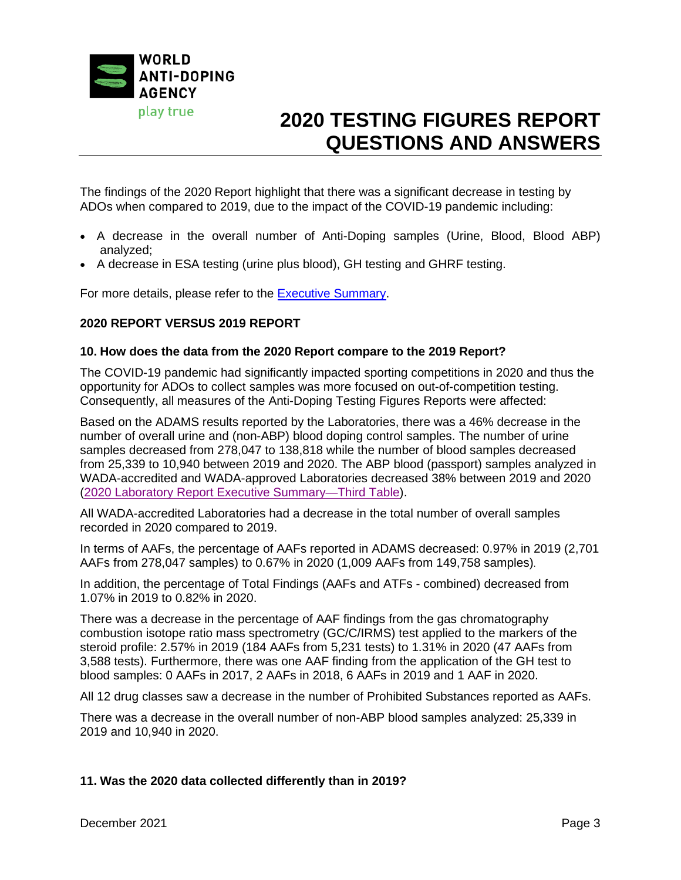# 2020 TESTING FIGURES REPORT QUESTIONS AND ANSWERS

The findings of the 2020 Report highlight that there was a significant decrease in testing by ADOs when compared to 2019, due to the impact of the COVID-19 pandemic including:

- A decrease in the overall number of Anti-Doping samples (Urine, Blood, Blood ABP) analyzed;
- A decrease in ESA testing (urine plus blood), GH testing and GHRF testing.

For more details, please refer to the Executive Summary.

## 2020 REPORT VERSUS 2019 REPORT

### 10. How does the data from the 2020 Report compare to the 2019 Report?

The COVID-19 pandemic had significantly impacted sporting competitions in 2020 and thus the opportunity for ADOs to collect samples was more focused on out-of-competition testing. Consequently, all measures of the Anti-Doping Testing Figures Reports were affected:

Based on the ADAMS results reported by the Laboratories, there was a 46% decrease in the number of overall urine and (non-ABP) blood doping control samples. The number of urine samples decreased from 278,047 to 138,818 while the number of blood samples decreased from 25,339 to 10,940 between 2019 and 2020. The ABP blood (passport) samples analyzed in WADA-accredited and WADA-approved Laboratories decreased 38% between 2019 and 2020 (2020 Laboratory Report Executive Summary—Third Table).

All WADA-accredited Laboratories had a decrease in the total number of overall samples recorded in 2020 compared to 2019.

In terms of AAFs, the percentage of AAFs reported in ADAMS decreased: 0.97% in 2019 (2,701 AAFs from 278,047 samples) to 0.67% in 2020 (1,009 AAFs from 149,758 samples).

In addition, the percentage of Total Findings (AAFs and ATFs - combined) decreased from 1.07% in 2019 to 0.82% in 2020.

There was a decrease in the percentage of AAF findings from the gas chromatography combustion isotope ratio mass spectrometry (GC/C/IRMS) test applied to the markers of the steroid profile: 2.57% in 2019 (184 AAFs from 5,231 tests) to 1.31% in 2020 (47 AAFs from 3,588 tests). Furthermore, there was one AAF finding from the application of the GH test to blood samples: 0 AAFs in 2017, 2 AAFs in 2018, 6 AAFs in 2019 and 1 AAF in 2020.

All 12 drug classes saw a decrease in the number of Prohibited Substances reported as AAFs.

There was a decrease in the overall number of non-ABP blood samples analyzed: 25,339 in 2019 and 10,940 in 2020.

### 11. Was the 2020 data collected differently than in 2019?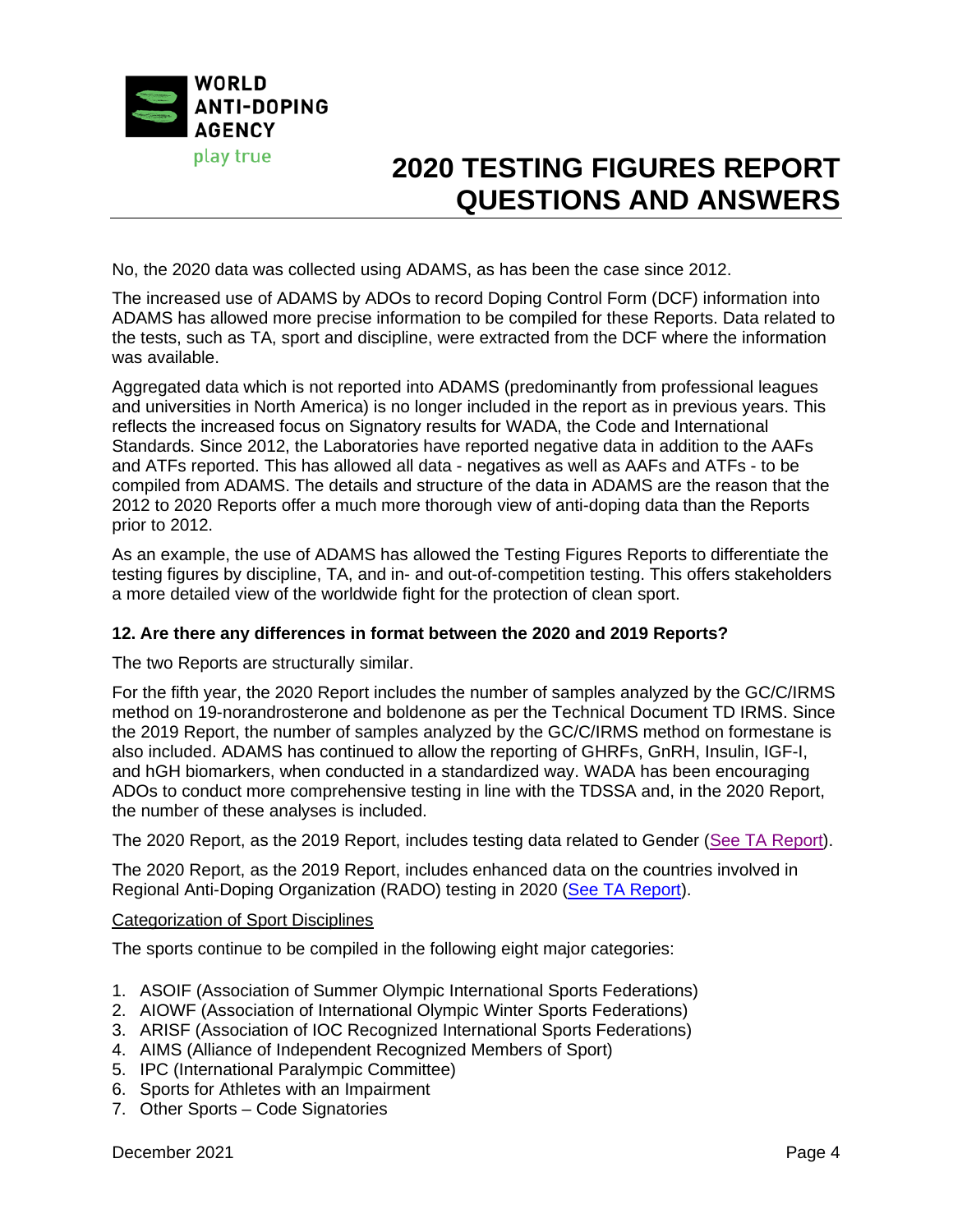No, the 2020 data was collected using ADAMS, as has been the case since 2012.

The increased use of ADAMS by ADOs to record Doping Control Form (DCF) information into ADAMS has allowed more precise information to be compiled for these Reports. Data related to the tests, such as TA, sport and discipline, were extracted from the DCF where the information was available.

Aggregated data which is not reported into ADAMS (predominantly from professional leagues and universities in North America) is no longer included in the report as in previous years. This reflects the increased focus on Signatory results for WADA, the Code and International Standards. Since 2012, the Laboratories have reported negative data in addition to the AAFs and ATFs reported. This has allowed all data - negatives as well as AAFs and ATFs - to be compiled from ADAMS. The details and structure of the data in ADAMS are the reason that the 2012 to 2020 Reports offer a much more thorough view of anti-doping data than the Reports prior to 2012.

As an example, the use of ADAMS has allowed the Testing Figures Reports to differentiate the testing figures by discipline, TA, and in- and out-of-competition testing. This offers stakeholders a more detailed view of the worldwide fight for the protection of clean sport.

**12. Are there any differences in format between the 2020 and 2019 Reports?**

The two Reports are structurally similar.

For the fifth year, the 2020 Report includes the number of samples analyzed by the GC/C/IRMS method on 19-norandrosterone and boldenone as per the Technical Document TD IRMS. Since the 2019 Report, the number of samples analyzed by the GC/C/IRMS method on formestane is also included. ADAMS has continued to allow the reporting of GHRFs, GnRH, Insulin, IGF-I, and hGH biomarkers, when conducted in a standardized way. WADA has been encouraging ADOs to conduct more comprehensive testing in line with the TDSSA and, in the 2020 Report, the number of these analyses is included.

The 2020 Report, as the 2019 Report, includes testing data related to Gender (See TA Report).

The 2020 Report, as the 2019 Report, includes enhanced data on the countries involved in Regional Anti-Doping Organization (RADO) testing in 2020 (See TA Report).

Categorization of Sport Disciplines

The sports continue to be compiled in the following eight major categories:

1. ASOIF (Association of Summer Olympic International Sports Federations)
2. AIOWF (Association of International Olympic Winter Sports Federations)
3. ARISF (Association of IOC Recognized International Sports Federations)
4. AIMS (Alliance of Independent Recognized Members of Sport)
5. IPC (International Paralympic Committee)
6. Sports for Athletes with an Impairment
7. Other Sports – Code Signatories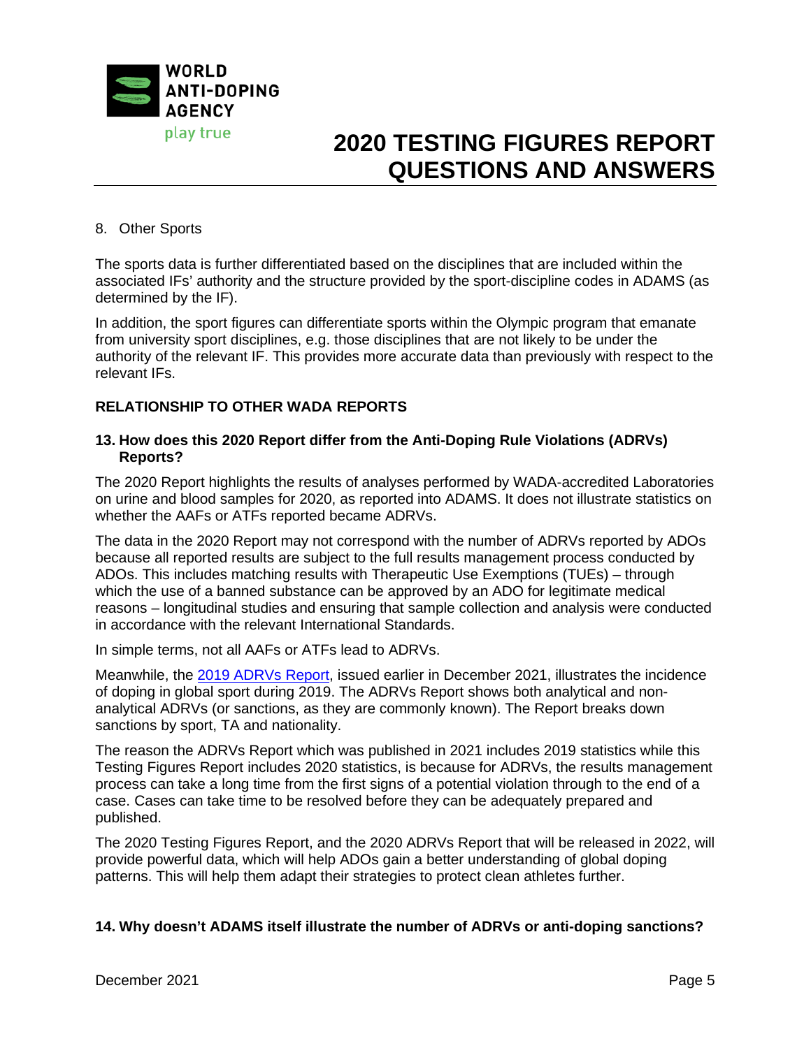8. Other Sports

The sports data is further differentiated based on the disciplines that are included within the associated IFs' authority and the structure provided by the sport-discipline codes in ADAMS (as determined by the IF).

In addition, the sport figures can differentiate sports within the Olympic program that emanate from university sport disciplines, e.g. those disciplines that are not likely to be under the authority of the relevant IF. This provides more accurate data than previously with respect to the relevant IFs.

## RELATIONSHIP TO OTHER WADA REPORTS

### 13. How does this 2020 Report differ from the Anti-Doping Rule Violations (ADRVs) Reports?

The 2020 Report highlights the results of analyses performed by WADA-accredited Laboratories on urine and blood samples for 2020, as reported into ADAMS. It does not illustrate statistics on whether the AAFs or ATFs reported became ADRVs.

The data in the 2020 Report may not correspond with the number of ADRVs reported by ADOs because all reported results are subject to the full results management process conducted by ADOs. This includes matching results with Therapeutic Use Exemptions (TUEs) – through which the use of a banned substance can be approved by an ADO for legitimate medical reasons – longitudinal studies and ensuring that sample collection and analysis were conducted in accordance with the relevant International Standards.

In simple terms, not all AAFs or ATFs lead to ADRVs.

Meanwhile, the 2019 ADRVs Report, issued earlier in December 2021, illustrates the incidence of doping in global sport during 2019. The ADRVs Report shows both analytical and non-analytical ADRVs (or sanctions, as they are commonly known). The Report breaks down sanctions by sport, TA and nationality.

The reason the ADRVs Report which was published in 2021 includes 2019 statistics while this Testing Figures Report includes 2020 statistics, is because for ADRVs, the results management process can take a long time from the first signs of a potential violation through to the end of a case. Cases can take time to be resolved before they can be adequately prepared and published.

The 2020 Testing Figures Report, and the 2020 ADRVs Report that will be released in 2022, will provide powerful data, which will help ADOs gain a better understanding of global doping patterns. This will help them adapt their strategies to protect clean athletes further.

### 14. Why doesn't ADAMS itself illustrate the number of ADRVs or anti-doping sanctions?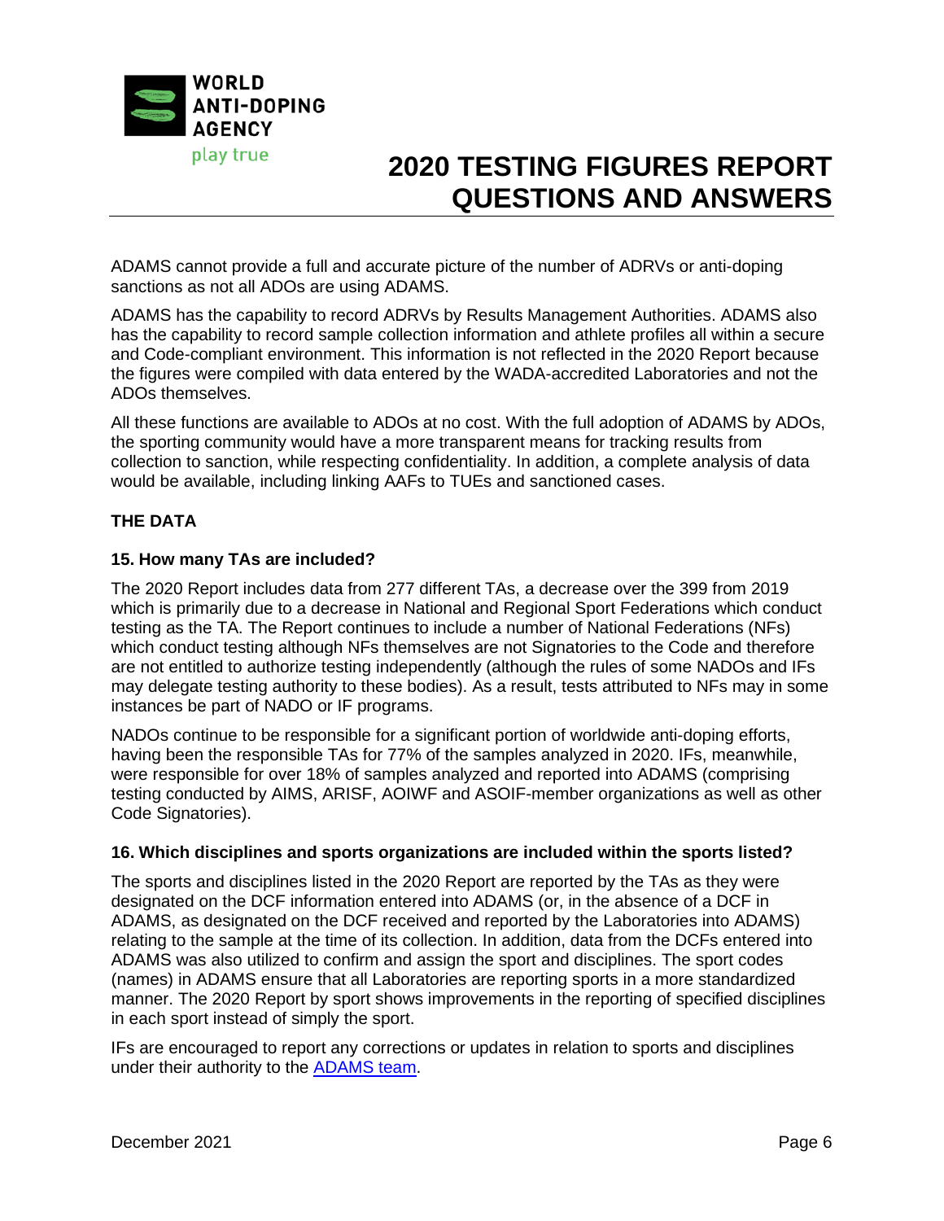ADAMS cannot provide a full and accurate picture of the number of ADRVs or anti-doping sanctions as not all ADOs are using ADAMS.

ADAMS has the capability to record ADRVs by Results Management Authorities. ADAMS also has the capability to record sample collection information and athlete profiles all within a secure and Code-compliant environment. This information is not reflected in the 2020 Report because the figures were compiled with data entered by the WADA-accredited Laboratories and not the ADOs themselves.

All these functions are available to ADOs at no cost. With the full adoption of ADAMS by ADOs, the sporting community would have a more transparent means for tracking results from collection to sanction, while respecting confidentiality. In addition, a complete analysis of data would be available, including linking AAFs to TUEs and sanctioned cases.

## THE DATA

### 15. How many TAs are included?

The 2020 Report includes data from 277 different TAs, a decrease over the 399 from 2019 which is primarily due to a decrease in National and Regional Sport Federations which conduct testing as the TA. The Report continues to include a number of National Federations (NFs) which conduct testing although NFs themselves are not Signatories to the Code and therefore are not entitled to authorize testing independently (although the rules of some NADOs and IFs may delegate testing authority to these bodies). As a result, tests attributed to NFs may in some instances be part of NADO or IF programs.

NADOs continue to be responsible for a significant portion of worldwide anti-doping efforts, having been the responsible TAs for 77% of the samples analyzed in 2020. IFs, meanwhile, were responsible for over 18% of samples analyzed and reported into ADAMS (comprising testing conducted by AIMS, ARISF, AOIWF and ASOIF-member organizations as well as other Code Signatories).

### 16. Which disciplines and sports organizations are included within the sports listed?

The sports and disciplines listed in the 2020 Report are reported by the TAs as they were designated on the DCF information entered into ADAMS (or, in the absence of a DCF in ADAMS, as designated on the DCF received and reported by the Laboratories into ADAMS) relating to the sample at the time of its collection. In addition, data from the DCFs entered into ADAMS was also utilized to confirm and assign the sport and disciplines. The sport codes (names) in ADAMS ensure that all Laboratories are reporting sports in a more standardized manner. The 2020 Report by sport shows improvements in the reporting of specified disciplines in each sport instead of simply the sport.

IFs are encouraged to report any corrections or updates in relation to sports and disciplines under their authority to the ADAMS team.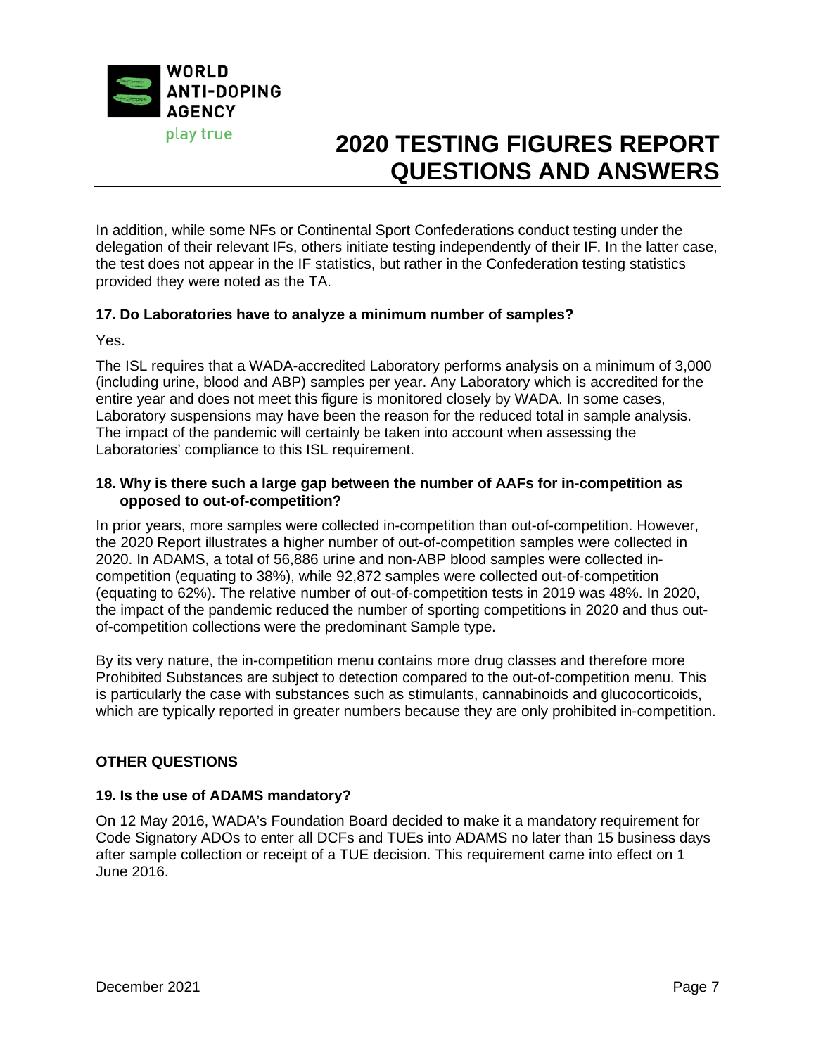In addition, while some NFs or Continental Sport Confederations conduct testing under the delegation of their relevant IFs, others initiate testing independently of their IF. In the latter case, the test does not appear in the IF statistics, but rather in the Confederation testing statistics provided they were noted as the TA.

**17. Do Laboratories have to analyze a minimum number of samples?**

Yes.

The ISL requires that a WADA-accredited Laboratory performs analysis on a minimum of 3,000 (including urine, blood and ABP) samples per year. Any Laboratory which is accredited for the entire year and does not meet this figure is monitored closely by WADA. In some cases, Laboratory suspensions may have been the reason for the reduced total in sample analysis. The impact of the pandemic will certainly be taken into account when assessing the Laboratories' compliance to this ISL requirement.

**18. Why is there such a large gap between the number of AAFs for in-competition as opposed to out-of-competition?**

In prior years, more samples were collected in-competition than out-of-competition. However, the 2020 Report illustrates a higher number of out-of-competition samples were collected in 2020. In ADAMS, a total of 56,886 urine and non-ABP blood samples were collected in-competition (equating to 38%), while 92,872 samples were collected out-of-competition (equating to 62%). The relative number of out-of-competition tests in 2019 was 48%. In 2020, the impact of the pandemic reduced the number of sporting competitions in 2020 and thus out-of-competition collections were the predominant Sample type.

By its very nature, the in-competition menu contains more drug classes and therefore more Prohibited Substances are subject to detection compared to the out-of-competition menu. This is particularly the case with substances such as stimulants, cannabinoids and glucocorticoids, which are typically reported in greater numbers because they are only prohibited in-competition.

## OTHER QUESTIONS

**19. Is the use of ADAMS mandatory?**

On 12 May 2016, WADA's Foundation Board decided to make it a mandatory requirement for Code Signatory ADOs to enter all DCFs and TUEs into ADAMS no later than 15 business days after sample collection or receipt of a TUE decision. This requirement came into effect on 1 June 2016.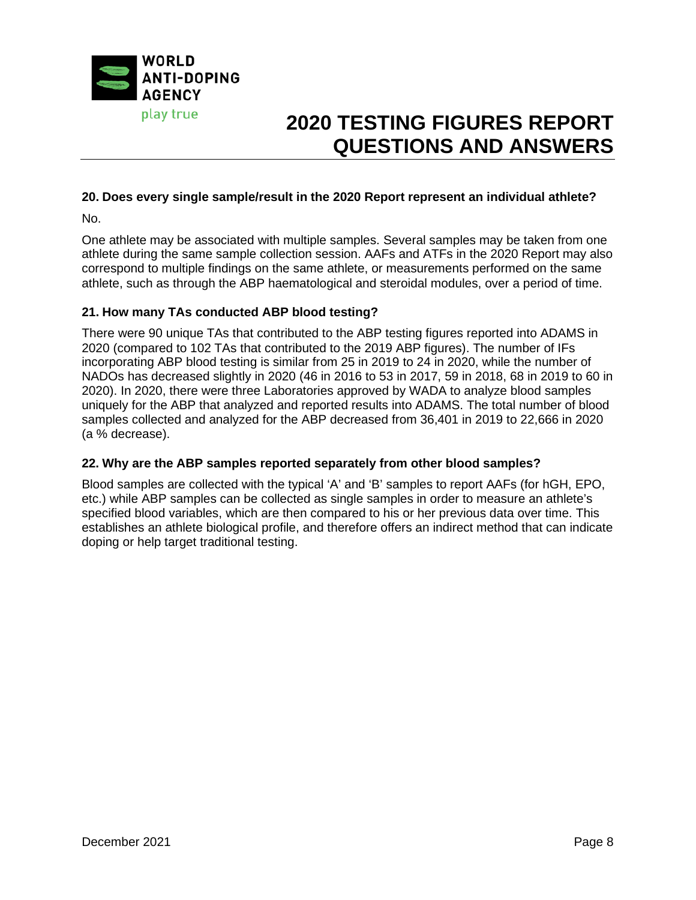### 20. Does every single sample/result in the 2020 Report represent an individual athlete?

No.

One athlete may be associated with multiple samples. Several samples may be taken from one athlete during the same sample collection session. AAFs and ATFs in the 2020 Report may also correspond to multiple findings on the same athlete, or measurements performed on the same athlete, such as through the ABP haematological and steroidal modules, over a period of time.

### 21. How many TAs conducted ABP blood testing?

There were 90 unique TAs that contributed to the ABP testing figures reported into ADAMS in 2020 (compared to 102 TAs that contributed to the 2019 ABP figures). The number of IFs incorporating ABP blood testing is similar from 25 in 2019 to 24 in 2020, while the number of NADOs has decreased slightly in 2020 (46 in 2016 to 53 in 2017, 59 in 2018, 68 in 2019 to 60 in 2020). In 2020, there were three Laboratories approved by WADA to analyze blood samples uniquely for the ABP that analyzed and reported results into ADAMS. The total number of blood samples collected and analyzed for the ABP decreased from 36,401 in 2019 to 22,666 in 2020 (a % decrease).

### 22. Why are the ABP samples reported separately from other blood samples?

Blood samples are collected with the typical 'A' and 'B' samples to report AAFs (for hGH, EPO, etc.) while ABP samples can be collected as single samples in order to measure an athlete's specified blood variables, which are then compared to his or her previous data over time. This establishes an athlete biological profile, and therefore offers an indirect method that can indicate doping or help target traditional testing.